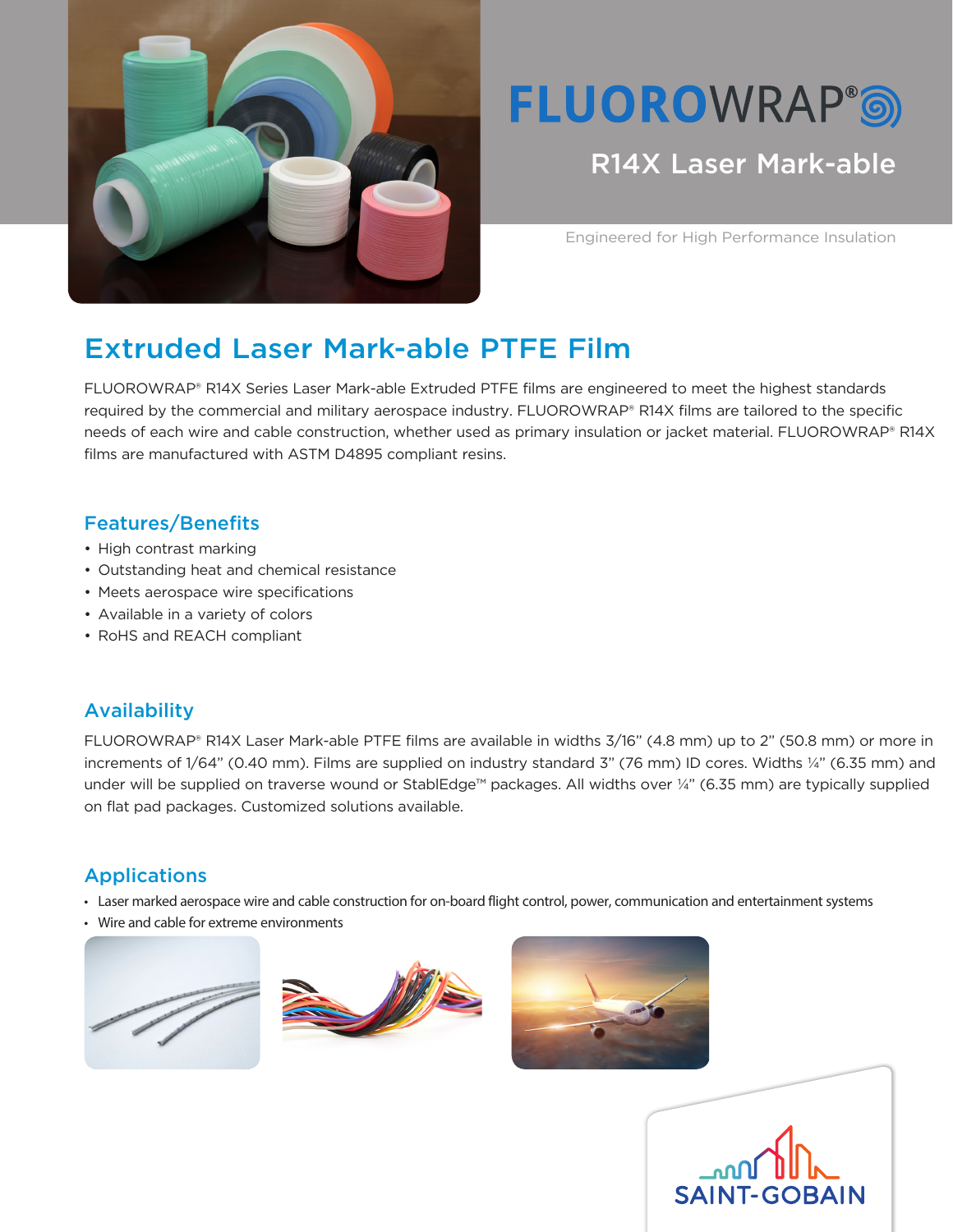# FLUOROWRAP®

## R14X Laser Mark-able

Engineered for High Performance Insulation

## Extruded Laser Mark-able PTFE Film

FLUOROWRAP® R14X Series Laser Mark-able Extruded PTFE films are engineered to meet the highest standards required by the commercial and military aerospace industry. FLUOROWRAP® R14X films are tailored to the specific needs of each wire and cable construction, whether used as primary insulation or jacket material. FLUOROWRAP® R14X films are manufactured with ASTM D4895 compliant resins.

### Features/Benefits

- High contrast marking
- Outstanding heat and chemical resistance
- Meets aerospace wire specifications
- Available in a variety of colors
- RoHS and REACH compliant

### Availability

FLUOROWRAP® R14X Laser Mark-able PTFE films are available in widths 3/16" (4.8 mm) up to 2" (50.8 mm) or more in increments of 1/64" (0.40 mm). Films are supplied on industry standard 3" (76 mm) ID cores. Widths ¼" (6.35 mm) and under will be supplied on traverse wound or StablEdge™ packages. All widths over ¼" (6.35 mm) are typically supplied on flat pad packages. Customized solutions available.

### Applications

- Laser marked aerospace wire and cable construction for on-board flight control, power, communication and entertainment systems
- Wire and cable for extreme environments

SAINT-GOBAIN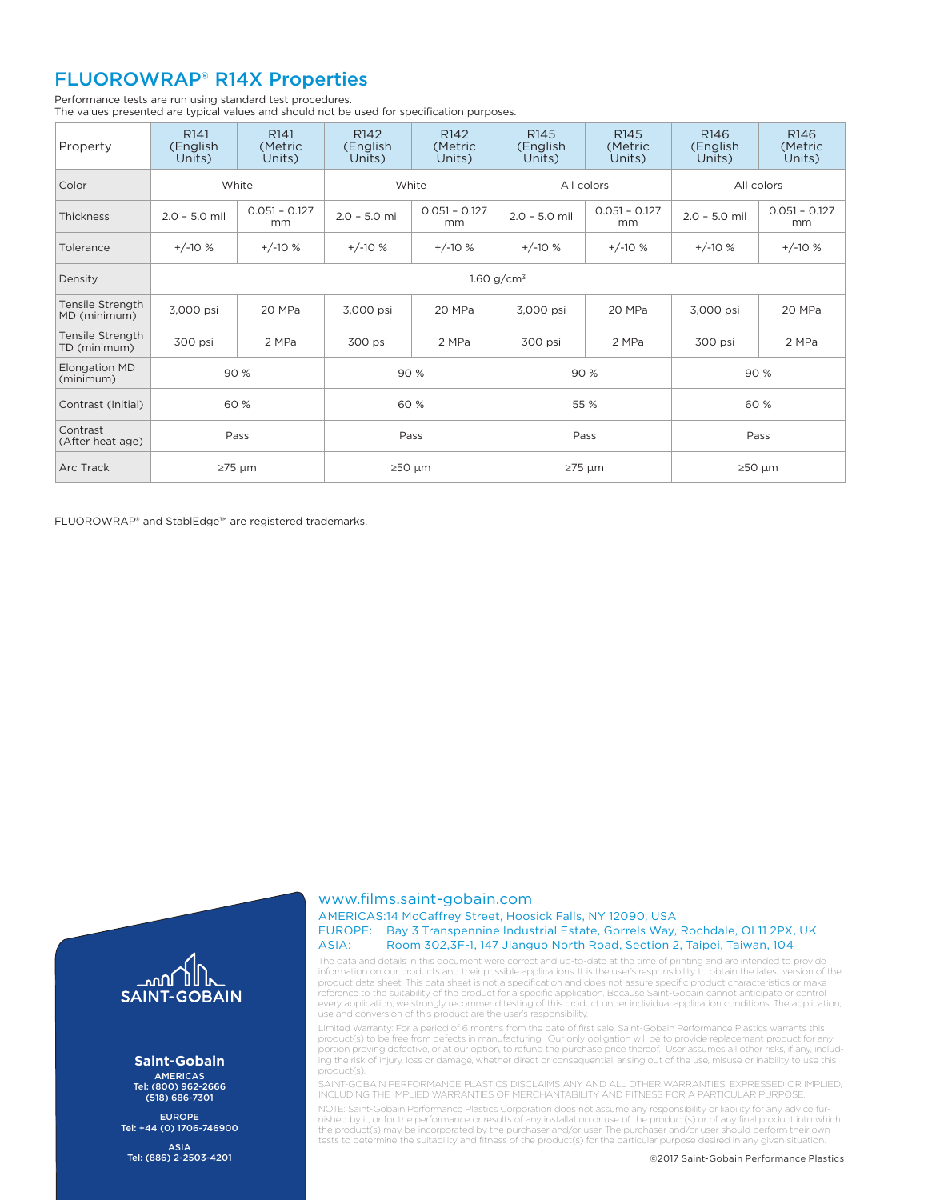## FLUOROWRAP® R14X Properties

Performance tests are run using standard test procedures.
The values presented are typical values and should not be used for specification purposes.

| Property | R141 (English Units) | R141 (Metric Units) | R142 (English Units) | R142 (Metric Units) | R145 (English Units) | R145 (Metric Units) | R146 (English Units) | R146 (Metric Units) |
|---|---|---|---|---|---|---|---|---|
| Color | White | | White | | All colors | | All colors | |
| Thickness | 2.0 – 5.0 mil | 0.051 – 0.127 mm | 2.0 – 5.0 mil | 0.051 – 0.127 mm | 2.0 – 5.0 mil | 0.051 – 0.127 mm | 2.0 – 5.0 mil | 0.051 – 0.127 mm |
| Tolerance | +/-10 % | +/-10 % | +/-10 % | +/-10 % | +/-10 % | +/-10 % | +/-10 % | +/-10 % |
| Density | 1.60 g/cm³ | | | | | | | |
| Tensile Strength MD (minimum) | 3,000 psi | 20 MPa | 3,000 psi | 20 MPa | 3,000 psi | 20 MPa | 3,000 psi | 20 MPa |
| Tensile Strength TD (minimum) | 300 psi | 2 MPa | 300 psi | 2 MPa | 300 psi | 2 MPa | 300 psi | 2 MPa |
| Elongation MD (minimum) | 90 % | | 90 % | | 90 % | | 90 % | |
| Contrast (Initial) | 60 % | | 60 % | | 55 % | | 60 % | |
| Contrast (After heat age) | Pass | | Pass | | Pass | | Pass | |
| Arc Track | ≥75 µm | | ≥50 µm | | ≥75 µm | | ≥50 µm | |

FLUOROWRAP® and StablEdge™ are registered trademarks.

SAINT-GOBAIN

**Saint-Gobain**

AMERICAS
Tel: (800) 962-2666
(518) 686-7301

EUROPE
Tel: +44 (0) 1706-746900

ASIA
Tel: (886) 2-2503-4201

www.films.saint-gobain.com

AMERICAS: 14 McCaffrey Street, Hoosick Falls, NY 12090, USA
EUROPE: Bay 3 Transpennine Industrial Estate, Gorrels Way, Rochdale, OL11 2PX, UK
ASIA: Room 302,3F-1, 147 Jianguo North Road, Section 2, Taipei, Taiwan, 104

The data and details in this document were correct and up-to-date at the time of printing and are intended to provide information on our products and their possible applications. It is the user's responsibility to obtain the latest version of the product data sheet. This data sheet is not a specification and does not assure specific product characteristics or make reference to the suitability of the product for a specific application. Because Saint-Gobain cannot anticipate or control every application, we strongly recommend testing of this product under individual application conditions. The application, use and conversion of this product are the user's responsibility.

Limited Warranty: For a period of 6 months from the date of first sale, Saint-Gobain Performance Plastics warrants this product(s) to be free from defects in manufacturing. Our only obligation will be to provide replacement product for any portion proving defective, or at our option, to refund the purchase price thereof. User assumes all other risks, if any, including the risk of injury, loss or damage, whether direct or consequential, arising out of the use, misuse or inability to use this product(s).

SAINT-GOBAIN PERFORMANCE PLASTICS DISCLAIMS ANY AND ALL OTHER WARRANTIES, EXPRESSED OR IMPLIED, INCLUDING THE IMPLIED WARRANTIES OF MERCHANTABILITY AND FITNESS FOR A PARTICULAR PURPOSE.

NOTE: Saint-Gobain Performance Plastics Corporation does not assume any responsibility or liability for any advice furnished by it, or for the performance or results of any installation or use of the product(s) or of any final product into which the product(s) may be incorporated by the purchaser and/or user. The purchaser and/or user should perform their own tests to determine the suitability and fitness of the product(s) for the particular purpose desired in any given situation.

©2017 Saint-Gobain Performance Plastics